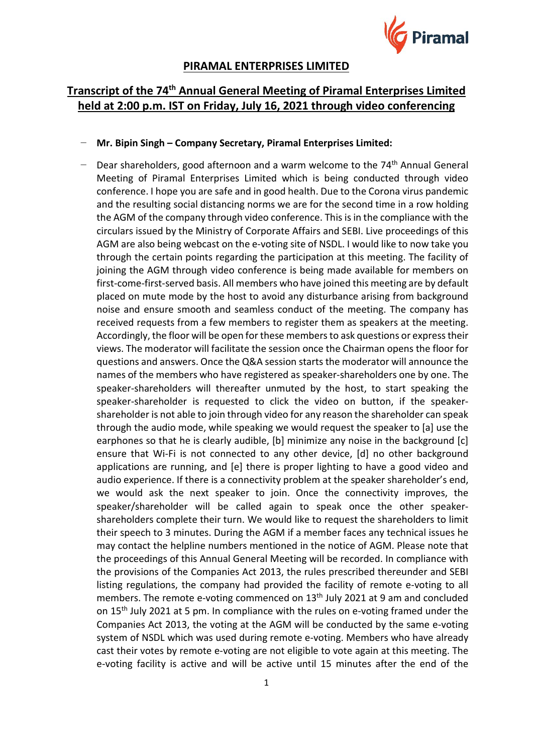# PIRAMAL ENTERPRISES LIMITED

## Transcript of the 74th Annual General Meeting of Piramal Enterprises Limited held at 2:00 p.m. IST on Friday, July 16, 2021 through video conferencing

- **Mr. Bipin Singh – Company Secretary, Piramal Enterprises Limited:**

- Dear shareholders, good afternoon and a warm welcome to the 74th Annual General Meeting of Piramal Enterprises Limited which is being conducted through video conference. I hope you are safe and in good health. Due to the Corona virus pandemic and the resulting social distancing norms we are for the second time in a row holding the AGM of the company through video conference. This is in the compliance with the circulars issued by the Ministry of Corporate Affairs and SEBI. Live proceedings of this AGM are also being webcast on the e-voting site of NSDL. I would like to now take you through the certain points regarding the participation at this meeting. The facility of joining the AGM through video conference is being made available for members on first-come-first-served basis. All members who have joined this meeting are by default placed on mute mode by the host to avoid any disturbance arising from background noise and ensure smooth and seamless conduct of the meeting. The company has received requests from a few members to register them as speakers at the meeting. Accordingly, the floor will be open for these members to ask questions or express their views. The moderator will facilitate the session once the Chairman opens the floor for questions and answers. Once the Q&A session starts the moderator will announce the names of the members who have registered as speaker-shareholders one by one. The speaker-shareholders will thereafter unmuted by the host, to start speaking the speaker-shareholder is requested to click the video on button, if the speaker-shareholder is not able to join through video for any reason the shareholder can speak through the audio mode, while speaking we would request the speaker to [a] use the earphones so that he is clearly audible, [b] minimize any noise in the background [c] ensure that Wi-Fi is not connected to any other device, [d] no other background applications are running, and [e] there is proper lighting to have a good video and audio experience. If there is a connectivity problem at the speaker shareholder's end, we would ask the next speaker to join. Once the connectivity improves, the speaker/shareholder will be called again to speak once the other speaker-shareholders complete their turn. We would like to request the shareholders to limit their speech to 3 minutes. During the AGM if a member faces any technical issues he may contact the helpline numbers mentioned in the notice of AGM. Please note that the proceedings of this Annual General Meeting will be recorded. In compliance with the provisions of the Companies Act 2013, the rules prescribed thereunder and SEBI listing regulations, the company had provided the facility of remote e-voting to all members. The remote e-voting commenced on 13th July 2021 at 9 am and concluded on 15th July 2021 at 5 pm. In compliance with the rules on e-voting framed under the Companies Act 2013, the voting at the AGM will be conducted by the same e-voting system of NSDL which was used during remote e-voting. Members who have already cast their votes by remote e-voting are not eligible to vote again at this meeting. The e-voting facility is active and will be active until 15 minutes after the end of the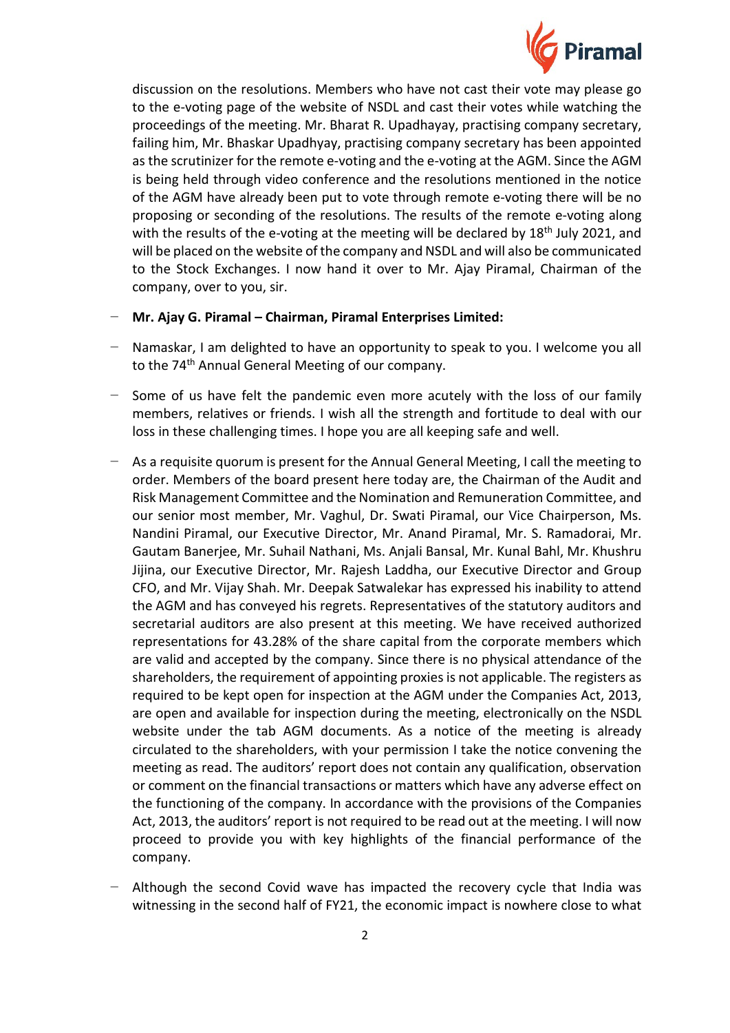discussion on the resolutions. Members who have not cast their vote may please go to the e-voting page of the website of NSDL and cast their votes while watching the proceedings of the meeting. Mr. Bharat R. Upadhayay, practising company secretary, failing him, Mr. Bhaskar Upadhyay, practising company secretary has been appointed as the scrutinizer for the remote e-voting and the e-voting at the AGM. Since the AGM is being held through video conference and the resolutions mentioned in the notice of the AGM have already been put to vote through remote e-voting there will be no proposing or seconding of the resolutions. The results of the remote e-voting along with the results of the e-voting at the meeting will be declared by 18th July 2021, and will be placed on the website of the company and NSDL and will also be communicated to the Stock Exchanges. I now hand it over to Mr. Ajay Piramal, Chairman of the company, over to you, sir.

- **Mr. Ajay G. Piramal – Chairman, Piramal Enterprises Limited:**

- Namaskar, I am delighted to have an opportunity to speak to you. I welcome you all to the 74th Annual General Meeting of our company.

- Some of us have felt the pandemic even more acutely with the loss of our family members, relatives or friends. I wish all the strength and fortitude to deal with our loss in these challenging times. I hope you are all keeping safe and well.

- As a requisite quorum is present for the Annual General Meeting, I call the meeting to order. Members of the board present here today are, the Chairman of the Audit and Risk Management Committee and the Nomination and Remuneration Committee, and our senior most member, Mr. Vaghul, Dr. Swati Piramal, our Vice Chairperson, Ms. Nandini Piramal, our Executive Director, Mr. Anand Piramal, Mr. S. Ramadorai, Mr. Gautam Banerjee, Mr. Suhail Nathani, Ms. Anjali Bansal, Mr. Kunal Bahl, Mr. Khushru Jijina, our Executive Director, Mr. Rajesh Laddha, our Executive Director and Group CFO, and Mr. Vijay Shah. Mr. Deepak Satwalekar has expressed his inability to attend the AGM and has conveyed his regrets. Representatives of the statutory auditors and secretarial auditors are also present at this meeting. We have received authorized representations for 43.28% of the share capital from the corporate members which are valid and accepted by the company. Since there is no physical attendance of the shareholders, the requirement of appointing proxies is not applicable. The registers as required to be kept open for inspection at the AGM under the Companies Act, 2013, are open and available for inspection during the meeting, electronically on the NSDL website under the tab AGM documents. As a notice of the meeting is already circulated to the shareholders, with your permission I take the notice convening the meeting as read. The auditors' report does not contain any qualification, observation or comment on the financial transactions or matters which have any adverse effect on the functioning of the company. In accordance with the provisions of the Companies Act, 2013, the auditors' report is not required to be read out at the meeting. I will now proceed to provide you with key highlights of the financial performance of the company.

- Although the second Covid wave has impacted the recovery cycle that India was witnessing in the second half of FY21, the economic impact is nowhere close to what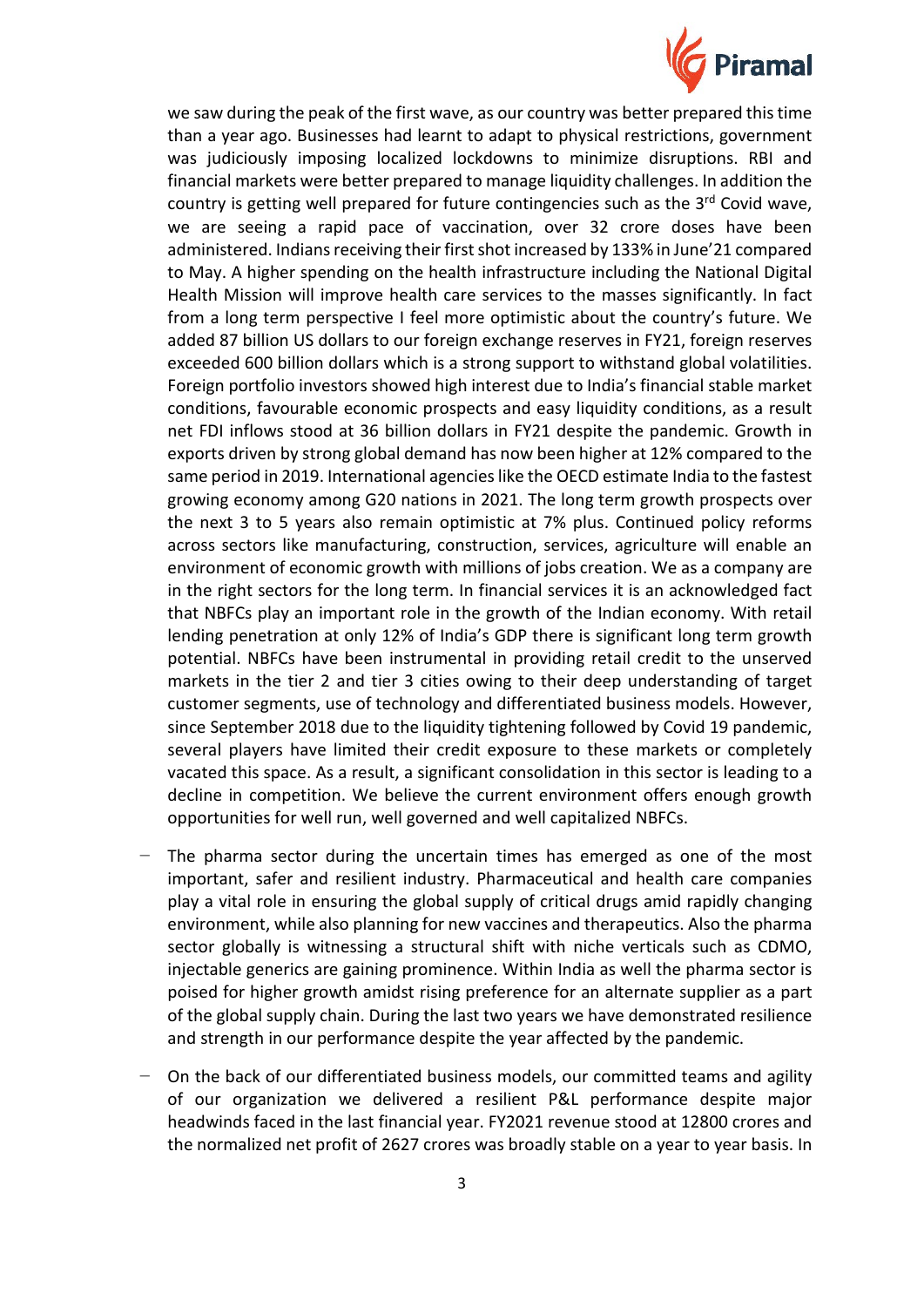we saw during the peak of the first wave, as our country was better prepared this time than a year ago. Businesses had learnt to adapt to physical restrictions, government was judiciously imposing localized lockdowns to minimize disruptions. RBI and financial markets were better prepared to manage liquidity challenges. In addition the country is getting well prepared for future contingencies such as the 3rd Covid wave, we are seeing a rapid pace of vaccination, over 32 crore doses have been administered. Indians receiving their first shot increased by 133% in June'21 compared to May. A higher spending on the health infrastructure including the National Digital Health Mission will improve health care services to the masses significantly. In fact from a long term perspective I feel more optimistic about the country's future. We added 87 billion US dollars to our foreign exchange reserves in FY21, foreign reserves exceeded 600 billion dollars which is a strong support to withstand global volatilities. Foreign portfolio investors showed high interest due to India's financial stable market conditions, favourable economic prospects and easy liquidity conditions, as a result net FDI inflows stood at 36 billion dollars in FY21 despite the pandemic. Growth in exports driven by strong global demand has now been higher at 12% compared to the same period in 2019. International agencies like the OECD estimate India to the fastest growing economy among G20 nations in 2021. The long term growth prospects over the next 3 to 5 years also remain optimistic at 7% plus. Continued policy reforms across sectors like manufacturing, construction, services, agriculture will enable an environment of economic growth with millions of jobs creation. We as a company are in the right sectors for the long term. In financial services it is an acknowledged fact that NBFCs play an important role in the growth of the Indian economy. With retail lending penetration at only 12% of India's GDP there is significant long term growth potential. NBFCs have been instrumental in providing retail credit to the unserved markets in the tier 2 and tier 3 cities owing to their deep understanding of target customer segments, use of technology and differentiated business models. However, since September 2018 due to the liquidity tightening followed by Covid 19 pandemic, several players have limited their credit exposure to these markets or completely vacated this space. As a result, a significant consolidation in this sector is leading to a decline in competition. We believe the current environment offers enough growth opportunities for well run, well governed and well capitalized NBFCs.

- The pharma sector during the uncertain times has emerged as one of the most important, safer and resilient industry. Pharmaceutical and health care companies play a vital role in ensuring the global supply of critical drugs amid rapidly changing environment, while also planning for new vaccines and therapeutics. Also the pharma sector globally is witnessing a structural shift with niche verticals such as CDMO, injectable generics are gaining prominence. Within India as well the pharma sector is poised for higher growth amidst rising preference for an alternate supplier as a part of the global supply chain. During the last two years we have demonstrated resilience and strength in our performance despite the year affected by the pandemic.

- On the back of our differentiated business models, our committed teams and agility of our organization we delivered a resilient P&L performance despite major headwinds faced in the last financial year. FY2021 revenue stood at 12800 crores and the normalized net profit of 2627 crores was broadly stable on a year to year basis. In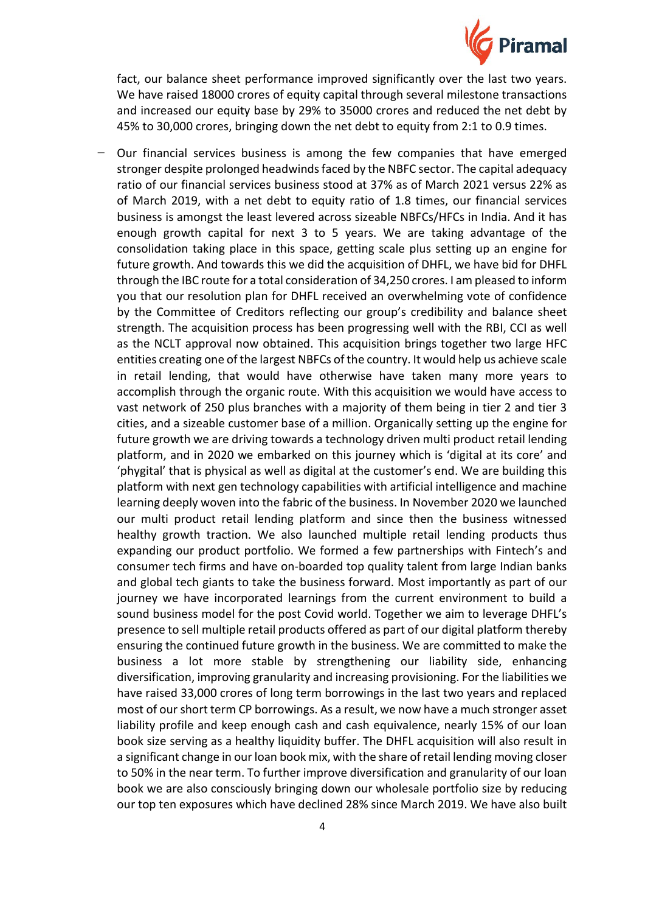fact, our balance sheet performance improved significantly over the last two years. We have raised 18000 crores of equity capital through several milestone transactions and increased our equity base by 29% to 35000 crores and reduced the net debt by 45% to 30,000 crores, bringing down the net debt to equity from 2:1 to 0.9 times.

- Our financial services business is among the few companies that have emerged stronger despite prolonged headwinds faced by the NBFC sector. The capital adequacy ratio of our financial services business stood at 37% as of March 2021 versus 22% as of March 2019, with a net debt to equity ratio of 1.8 times, our financial services business is amongst the least levered across sizeable NBFCs/HFCs in India. And it has enough growth capital for next 3 to 5 years. We are taking advantage of the consolidation taking place in this space, getting scale plus setting up an engine for future growth. And towards this we did the acquisition of DHFL, we have bid for DHFL through the IBC route for a total consideration of 34,250 crores. I am pleased to inform you that our resolution plan for DHFL received an overwhelming vote of confidence by the Committee of Creditors reflecting our group's credibility and balance sheet strength. The acquisition process has been progressing well with the RBI, CCI as well as the NCLT approval now obtained. This acquisition brings together two large HFC entities creating one of the largest NBFCs of the country. It would help us achieve scale in retail lending, that would have otherwise have taken many more years to accomplish through the organic route. With this acquisition we would have access to vast network of 250 plus branches with a majority of them being in tier 2 and tier 3 cities, and a sizeable customer base of a million. Organically setting up the engine for future growth we are driving towards a technology driven multi product retail lending platform, and in 2020 we embarked on this journey which is 'digital at its core' and 'phygital' that is physical as well as digital at the customer's end. We are building this platform with next gen technology capabilities with artificial intelligence and machine learning deeply woven into the fabric of the business. In November 2020 we launched our multi product retail lending platform and since then the business witnessed healthy growth traction. We also launched multiple retail lending products thus expanding our product portfolio. We formed a few partnerships with Fintech's and consumer tech firms and have on-boarded top quality talent from large Indian banks and global tech giants to take the business forward. Most importantly as part of our journey we have incorporated learnings from the current environment to build a sound business model for the post Covid world. Together we aim to leverage DHFL's presence to sell multiple retail products offered as part of our digital platform thereby ensuring the continued future growth in the business. We are committed to make the business a lot more stable by strengthening our liability side, enhancing diversification, improving granularity and increasing provisioning. For the liabilities we have raised 33,000 crores of long term borrowings in the last two years and replaced most of our short term CP borrowings. As a result, we now have a much stronger asset liability profile and keep enough cash and cash equivalence, nearly 15% of our loan book size serving as a healthy liquidity buffer. The DHFL acquisition will also result in a significant change in our loan book mix, with the share of retail lending moving closer to 50% in the near term. To further improve diversification and granularity of our loan book we are also consciously bringing down our wholesale portfolio size by reducing our top ten exposures which have declined 28% since March 2019. We have also built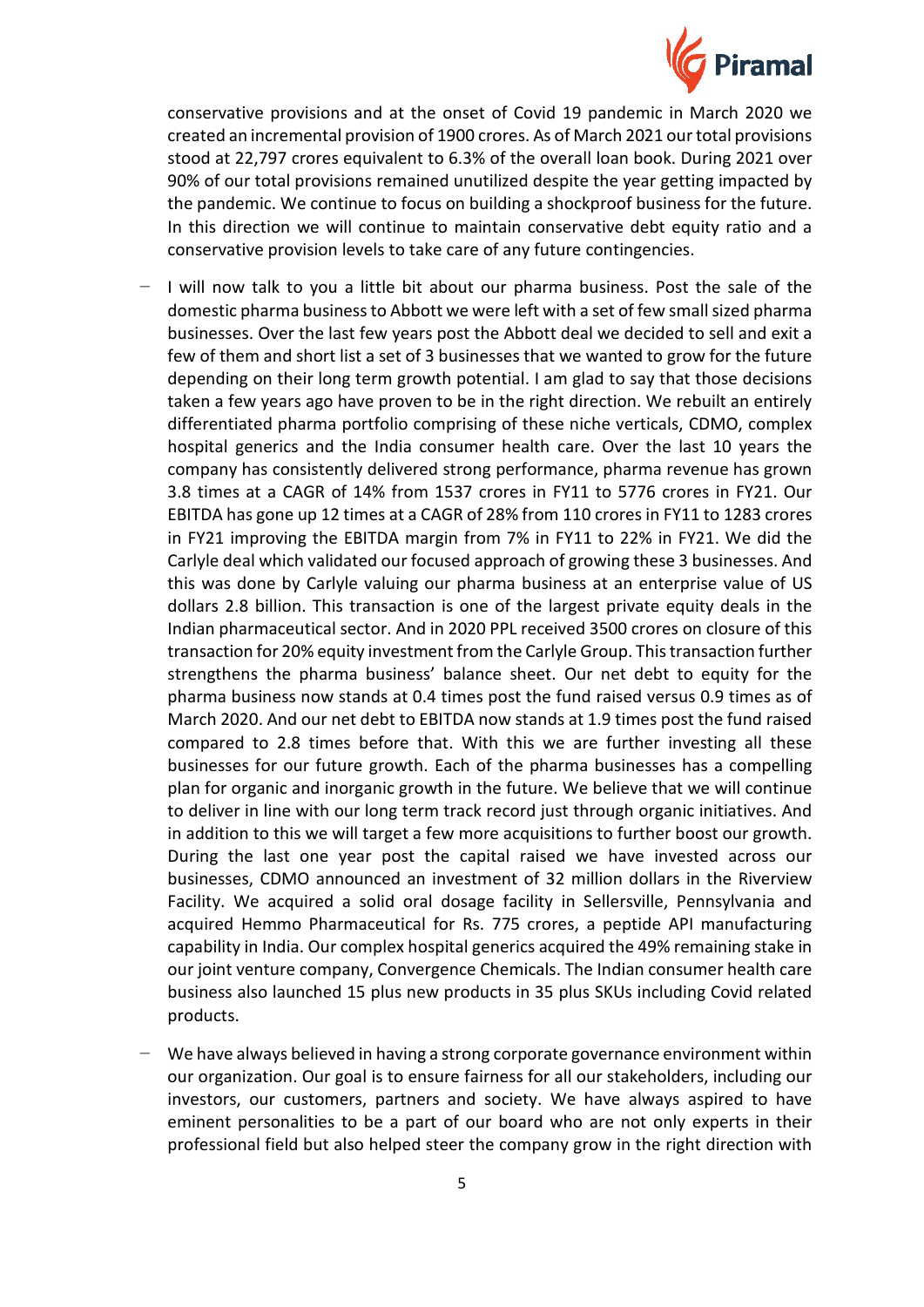conservative provisions and at the onset of Covid 19 pandemic in March 2020 we created an incremental provision of 1900 crores. As of March 2021 our total provisions stood at 22,797 crores equivalent to 6.3% of the overall loan book. During 2021 over 90% of our total provisions remained unutilized despite the year getting impacted by the pandemic. We continue to focus on building a shockproof business for the future. In this direction we will continue to maintain conservative debt equity ratio and a conservative provision levels to take care of any future contingencies.

- I will now talk to you a little bit about our pharma business. Post the sale of the domestic pharma business to Abbott we were left with a set of few small sized pharma businesses. Over the last few years post the Abbott deal we decided to sell and exit a few of them and short list a set of 3 businesses that we wanted to grow for the future depending on their long term growth potential. I am glad to say that those decisions taken a few years ago have proven to be in the right direction. We rebuilt an entirely differentiated pharma portfolio comprising of these niche verticals, CDMO, complex hospital generics and the India consumer health care. Over the last 10 years the company has consistently delivered strong performance, pharma revenue has grown 3.8 times at a CAGR of 14% from 1537 crores in FY11 to 5776 crores in FY21. Our EBITDA has gone up 12 times at a CAGR of 28% from 110 crores in FY11 to 1283 crores in FY21 improving the EBITDA margin from 7% in FY11 to 22% in FY21. We did the Carlyle deal which validated our focused approach of growing these 3 businesses. And this was done by Carlyle valuing our pharma business at an enterprise value of US dollars 2.8 billion. This transaction is one of the largest private equity deals in the Indian pharmaceutical sector. And in 2020 PPL received 3500 crores on closure of this transaction for 20% equity investment from the Carlyle Group. This transaction further strengthens the pharma business' balance sheet. Our net debt to equity for the pharma business now stands at 0.4 times post the fund raised versus 0.9 times as of March 2020. And our net debt to EBITDA now stands at 1.9 times post the fund raised compared to 2.8 times before that. With this we are further investing all these businesses for our future growth. Each of the pharma businesses has a compelling plan for organic and inorganic growth in the future. We believe that we will continue to deliver in line with our long term track record just through organic initiatives. And in addition to this we will target a few more acquisitions to further boost our growth. During the last one year post the capital raised we have invested across our businesses, CDMO announced an investment of 32 million dollars in the Riverview Facility. We acquired a solid oral dosage facility in Sellersville, Pennsylvania and acquired Hemmo Pharmaceutical for Rs. 775 crores, a peptide API manufacturing capability in India. Our complex hospital generics acquired the 49% remaining stake in our joint venture company, Convergence Chemicals. The Indian consumer health care business also launched 15 plus new products in 35 plus SKUs including Covid related products.

- We have always believed in having a strong corporate governance environment within our organization. Our goal is to ensure fairness for all our stakeholders, including our investors, our customers, partners and society. We have always aspired to have eminent personalities to be a part of our board who are not only experts in their professional field but also helped steer the company grow in the right direction with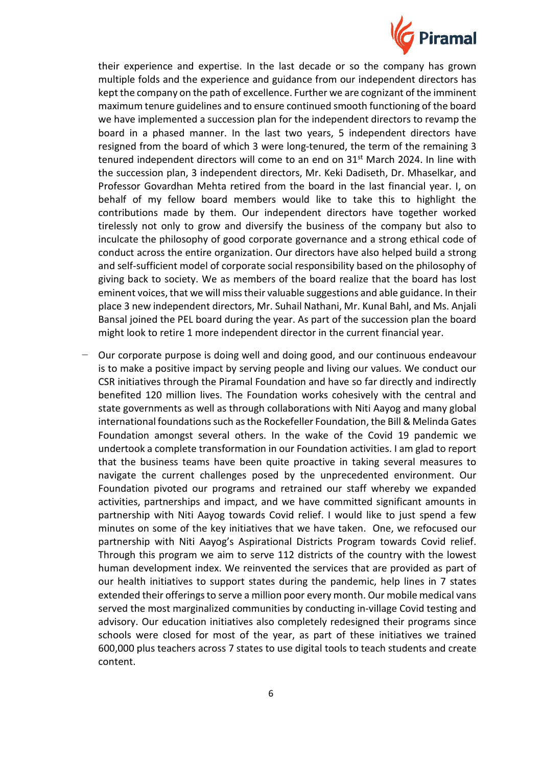their experience and expertise. In the last decade or so the company has grown multiple folds and the experience and guidance from our independent directors has kept the company on the path of excellence. Further we are cognizant of the imminent maximum tenure guidelines and to ensure continued smooth functioning of the board we have implemented a succession plan for the independent directors to revamp the board in a phased manner. In the last two years, 5 independent directors have resigned from the board of which 3 were long-tenured, the term of the remaining 3 tenured independent directors will come to an end on 31st March 2024. In line with the succession plan, 3 independent directors, Mr. Keki Dadiseth, Dr. Mhaselkar, and Professor Govardhan Mehta retired from the board in the last financial year. I, on behalf of my fellow board members would like to take this to highlight the contributions made by them. Our independent directors have together worked tirelessly not only to grow and diversify the business of the company but also to inculcate the philosophy of good corporate governance and a strong ethical code of conduct across the entire organization. Our directors have also helped build a strong and self-sufficient model of corporate social responsibility based on the philosophy of giving back to society. We as members of the board realize that the board has lost eminent voices, that we will miss their valuable suggestions and able guidance. In their place 3 new independent directors, Mr. Suhail Nathani, Mr. Kunal Bahl, and Ms. Anjali Bansal joined the PEL board during the year. As part of the succession plan the board might look to retire 1 more independent director in the current financial year.

- Our corporate purpose is doing well and doing good, and our continuous endeavour is to make a positive impact by serving people and living our values. We conduct our CSR initiatives through the Piramal Foundation and have so far directly and indirectly benefited 120 million lives. The Foundation works cohesively with the central and state governments as well as through collaborations with Niti Aayog and many global international foundations such as the Rockefeller Foundation, the Bill & Melinda Gates Foundation amongst several others. In the wake of the Covid 19 pandemic we undertook a complete transformation in our Foundation activities. I am glad to report that the business teams have been quite proactive in taking several measures to navigate the current challenges posed by the unprecedented environment. Our Foundation pivoted our programs and retrained our staff whereby we expanded activities, partnerships and impact, and we have committed significant amounts in partnership with Niti Aayog towards Covid relief. I would like to just spend a few minutes on some of the key initiatives that we have taken. One, we refocused our partnership with Niti Aayog's Aspirational Districts Program towards Covid relief. Through this program we aim to serve 112 districts of the country with the lowest human development index. We reinvented the services that are provided as part of our health initiatives to support states during the pandemic, help lines in 7 states extended their offerings to serve a million poor every month. Our mobile medical vans served the most marginalized communities by conducting in-village Covid testing and advisory. Our education initiatives also completely redesigned their programs since schools were closed for most of the year, as part of these initiatives we trained 600,000 plus teachers across 7 states to use digital tools to teach students and create content.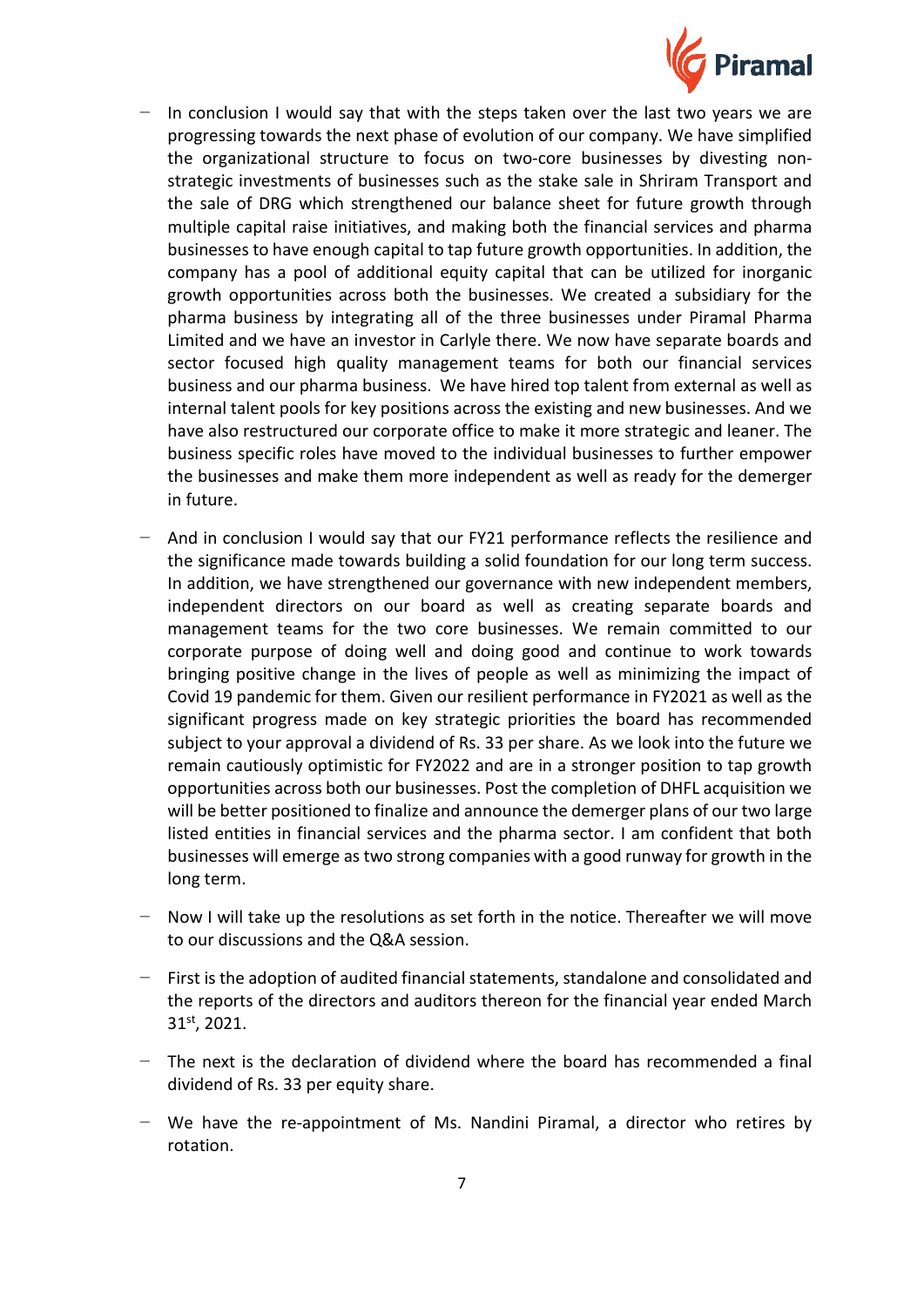- In conclusion I would say that with the steps taken over the last two years we are progressing towards the next phase of evolution of our company. We have simplified the organizational structure to focus on two-core businesses by divesting non-strategic investments of businesses such as the stake sale in Shriram Transport and the sale of DRG which strengthened our balance sheet for future growth through multiple capital raise initiatives, and making both the financial services and pharma businesses to have enough capital to tap future growth opportunities. In addition, the company has a pool of additional equity capital that can be utilized for inorganic growth opportunities across both the businesses. We created a subsidiary for the pharma business by integrating all of the three businesses under Piramal Pharma Limited and we have an investor in Carlyle there. We now have separate boards and sector focused high quality management teams for both our financial services business and our pharma business. We have hired top talent from external as well as internal talent pools for key positions across the existing and new businesses. And we have also restructured our corporate office to make it more strategic and leaner. The business specific roles have moved to the individual businesses to further empower the businesses and make them more independent as well as ready for the demerger in future.

- And in conclusion I would say that our FY21 performance reflects the resilience and the significance made towards building a solid foundation for our long term success. In addition, we have strengthened our governance with new independent members, independent directors on our board as well as creating separate boards and management teams for the two core businesses. We remain committed to our corporate purpose of doing well and doing good and continue to work towards bringing positive change in the lives of people as well as minimizing the impact of Covid 19 pandemic for them. Given our resilient performance in FY2021 as well as the significant progress made on key strategic priorities the board has recommended subject to your approval a dividend of Rs. 33 per share. As we look into the future we remain cautiously optimistic for FY2022 and are in a stronger position to tap growth opportunities across both our businesses. Post the completion of DHFL acquisition we will be better positioned to finalize and announce the demerger plans of our two large listed entities in financial services and the pharma sector. I am confident that both businesses will emerge as two strong companies with a good runway for growth in the long term.

- Now I will take up the resolutions as set forth in the notice. Thereafter we will move to our discussions and the Q&A session.

- First is the adoption of audited financial statements, standalone and consolidated and the reports of the directors and auditors thereon for the financial year ended March 31st, 2021.

- The next is the declaration of dividend where the board has recommended a final dividend of Rs. 33 per equity share.

- We have the re-appointment of Ms. Nandini Piramal, a director who retires by rotation.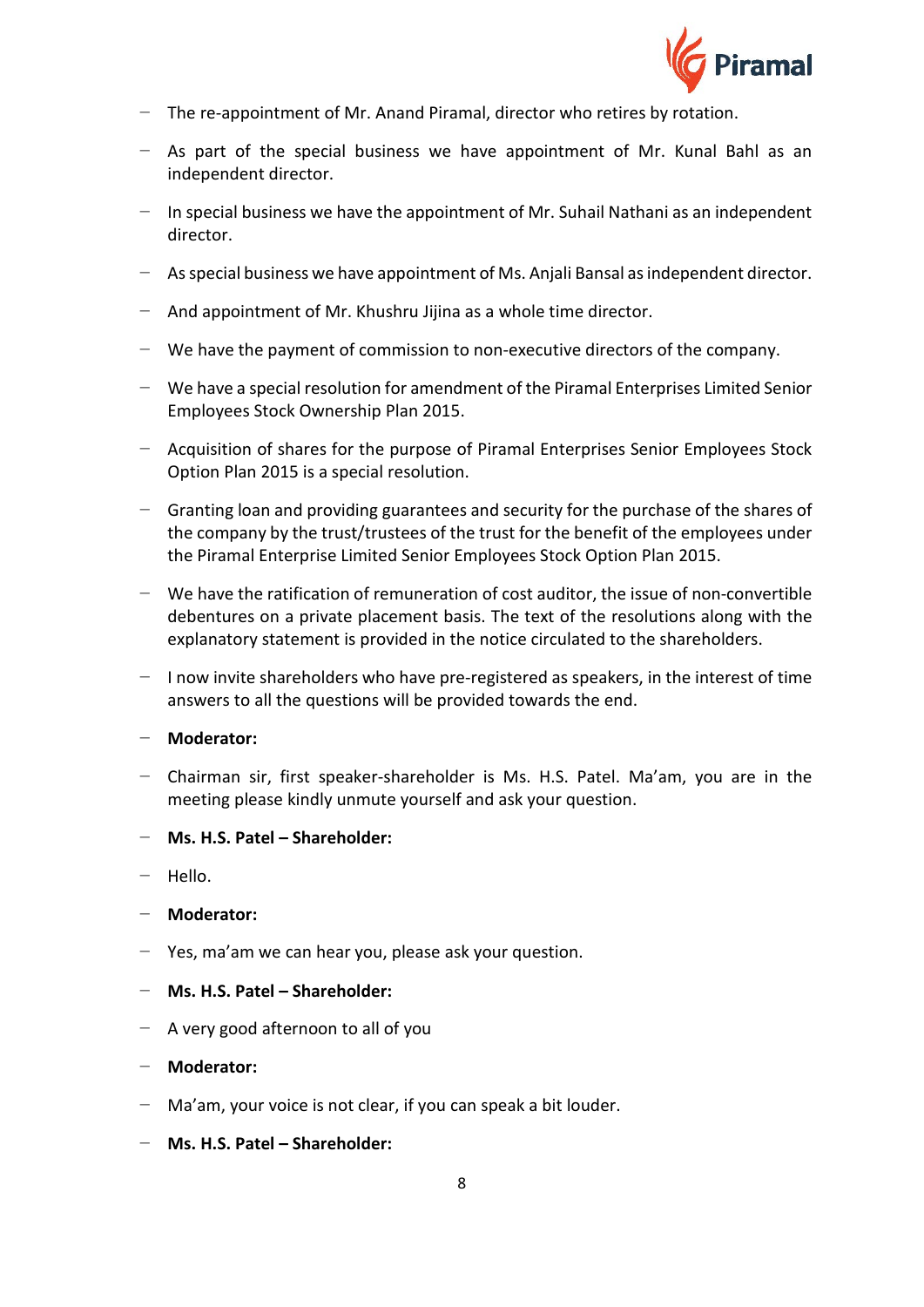- The re-appointment of Mr. Anand Piramal, director who retires by rotation.
- As part of the special business we have appointment of Mr. Kunal Bahl as an independent director.
- In special business we have the appointment of Mr. Suhail Nathani as an independent director.
- As special business we have appointment of Ms. Anjali Bansal as independent director.
- And appointment of Mr. Khushru Jijina as a whole time director.
- We have the payment of commission to non-executive directors of the company.
- We have a special resolution for amendment of the Piramal Enterprises Limited Senior Employees Stock Ownership Plan 2015.
- Acquisition of shares for the purpose of Piramal Enterprises Senior Employees Stock Option Plan 2015 is a special resolution.
- Granting loan and providing guarantees and security for the purchase of the shares of the company by the trust/trustees of the trust for the benefit of the employees under the Piramal Enterprise Limited Senior Employees Stock Option Plan 2015.
- We have the ratification of remuneration of cost auditor, the issue of non-convertible debentures on a private placement basis. The text of the resolutions along with the explanatory statement is provided in the notice circulated to the shareholders.
- I now invite shareholders who have pre-registered as speakers, in the interest of time answers to all the questions will be provided towards the end.
- **Moderator:**
- Chairman sir, first speaker-shareholder is Ms. H.S. Patel. Ma'am, you are in the meeting please kindly unmute yourself and ask your question.
- **Ms. H.S. Patel – Shareholder:**
- Hello.
- **Moderator:**
- Yes, ma'am we can hear you, please ask your question.
- **Ms. H.S. Patel – Shareholder:**
- A very good afternoon to all of you
- **Moderator:**
- Ma'am, your voice is not clear, if you can speak a bit louder.
- **Ms. H.S. Patel – Shareholder:**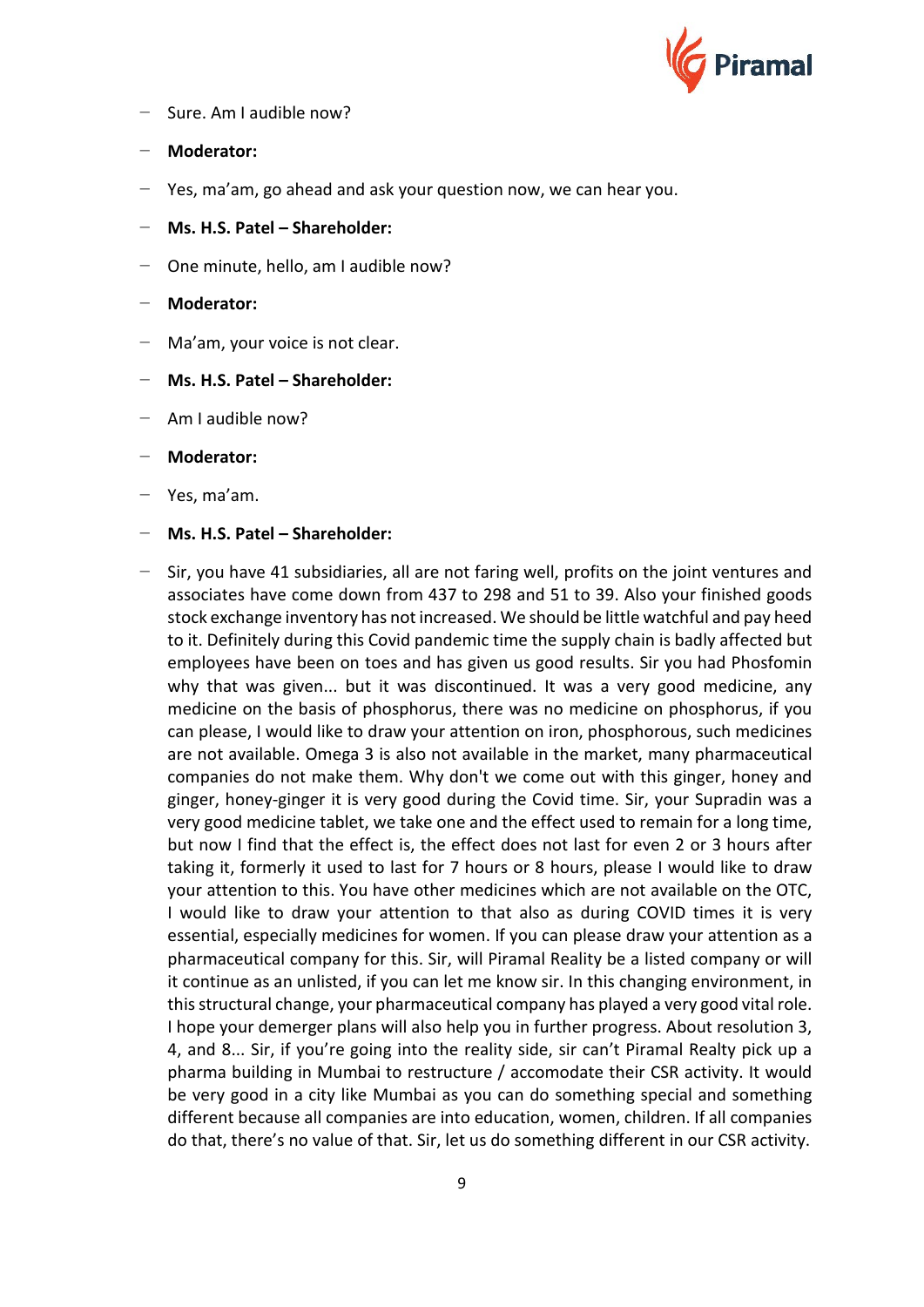- Sure. Am I audible now?
- **Moderator:**
- Yes, ma'am, go ahead and ask your question now, we can hear you.
- **Ms. H.S. Patel – Shareholder:**
- One minute, hello, am I audible now?
- **Moderator:**
- Ma'am, your voice is not clear.
- **Ms. H.S. Patel – Shareholder:**
- Am I audible now?
- **Moderator:**
- Yes, ma'am.
- **Ms. H.S. Patel – Shareholder:**
- Sir, you have 41 subsidiaries, all are not faring well, profits on the joint ventures and associates have come down from 437 to 298 and 51 to 39. Also your finished goods stock exchange inventory has not increased. We should be little watchful and pay heed to it. Definitely during this Covid pandemic time the supply chain is badly affected but employees have been on toes and has given us good results. Sir you had Phosfomin why that was given... but it was discontinued. It was a very good medicine, any medicine on the basis of phosphorus, there was no medicine on phosphorus, if you can please, I would like to draw your attention on iron, phosphorous, such medicines are not available. Omega 3 is also not available in the market, many pharmaceutical companies do not make them. Why don't we come out with this ginger, honey and ginger, honey-ginger it is very good during the Covid time. Sir, your Supradin was a very good medicine tablet, we take one and the effect used to remain for a long time, but now I find that the effect is, the effect does not last for even 2 or 3 hours after taking it, formerly it used to last for 7 hours or 8 hours, please I would like to draw your attention to this. You have other medicines which are not available on the OTC, I would like to draw your attention to that also as during COVID times it is very essential, especially medicines for women. If you can please draw your attention as a pharmaceutical company for this. Sir, will Piramal Reality be a listed company or will it continue as an unlisted, if you can let me know sir. In this changing environment, in this structural change, your pharmaceutical company has played a very good vital role. I hope your demerger plans will also help you in further progress. About resolution 3, 4, and 8... Sir, if you're going into the reality side, sir can't Piramal Realty pick up a pharma building in Mumbai to restructure / accomodate their CSR activity. It would be very good in a city like Mumbai as you can do something special and something different because all companies are into education, women, children. If all companies do that, there's no value of that. Sir, let us do something different in our CSR activity.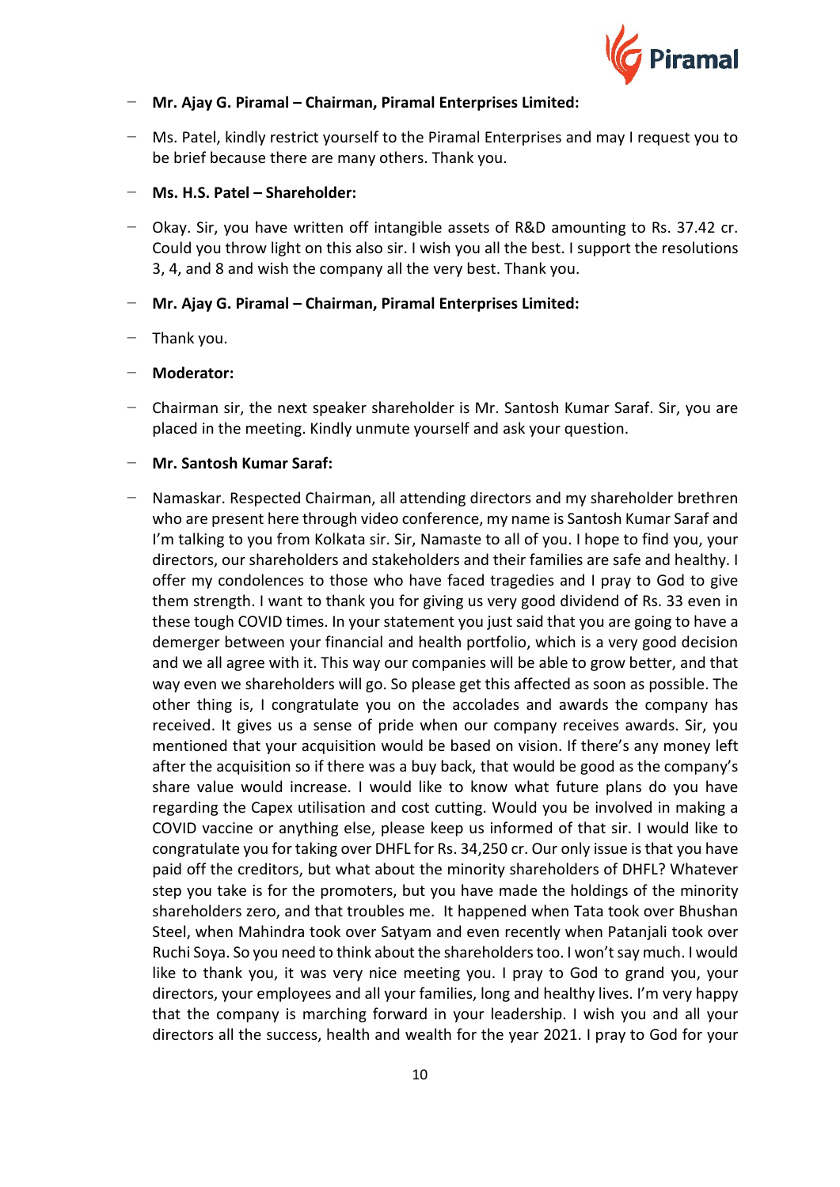- **Mr. Ajay G. Piramal – Chairman, Piramal Enterprises Limited:**
- Ms. Patel, kindly restrict yourself to the Piramal Enterprises and may I request you to be brief because there are many others. Thank you.
- **Ms. H.S. Patel – Shareholder:**
- Okay. Sir, you have written off intangible assets of R&D amounting to Rs. 37.42 cr. Could you throw light on this also sir. I wish you all the best. I support the resolutions 3, 4, and 8 and wish the company all the very best. Thank you.
- **Mr. Ajay G. Piramal – Chairman, Piramal Enterprises Limited:**
- Thank you.
- **Moderator:**
- Chairman sir, the next speaker shareholder is Mr. Santosh Kumar Saraf. Sir, you are placed in the meeting. Kindly unmute yourself and ask your question.
- **Mr. Santosh Kumar Saraf:**
- Namaskar. Respected Chairman, all attending directors and my shareholder brethren who are present here through video conference, my name is Santosh Kumar Saraf and I'm talking to you from Kolkata sir. Sir, Namaste to all of you. I hope to find you, your directors, our shareholders and stakeholders and their families are safe and healthy. I offer my condolences to those who have faced tragedies and I pray to God to give them strength. I want to thank you for giving us very good dividend of Rs. 33 even in these tough COVID times. In your statement you just said that you are going to have a demerger between your financial and health portfolio, which is a very good decision and we all agree with it. This way our companies will be able to grow better, and that way even we shareholders will go. So please get this affected as soon as possible. The other thing is, I congratulate you on the accolades and awards the company has received. It gives us a sense of pride when our company receives awards. Sir, you mentioned that your acquisition would be based on vision. If there's any money left after the acquisition so if there was a buy back, that would be good as the company's share value would increase. I would like to know what future plans do you have regarding the Capex utilisation and cost cutting. Would you be involved in making a COVID vaccine or anything else, please keep us informed of that sir. I would like to congratulate you for taking over DHFL for Rs. 34,250 cr. Our only issue is that you have paid off the creditors, but what about the minority shareholders of DHFL? Whatever step you take is for the promoters, but you have made the holdings of the minority shareholders zero, and that troubles me. It happened when Tata took over Bhushan Steel, when Mahindra took over Satyam and even recently when Patanjali took over Ruchi Soya. So you need to think about the shareholders too. I won't say much. I would like to thank you, it was very nice meeting you. I pray to God to grand you, your directors, your employees and all your families, long and healthy lives. I'm very happy that the company is marching forward in your leadership. I wish you and all your directors all the success, health and wealth for the year 2021. I pray to God for your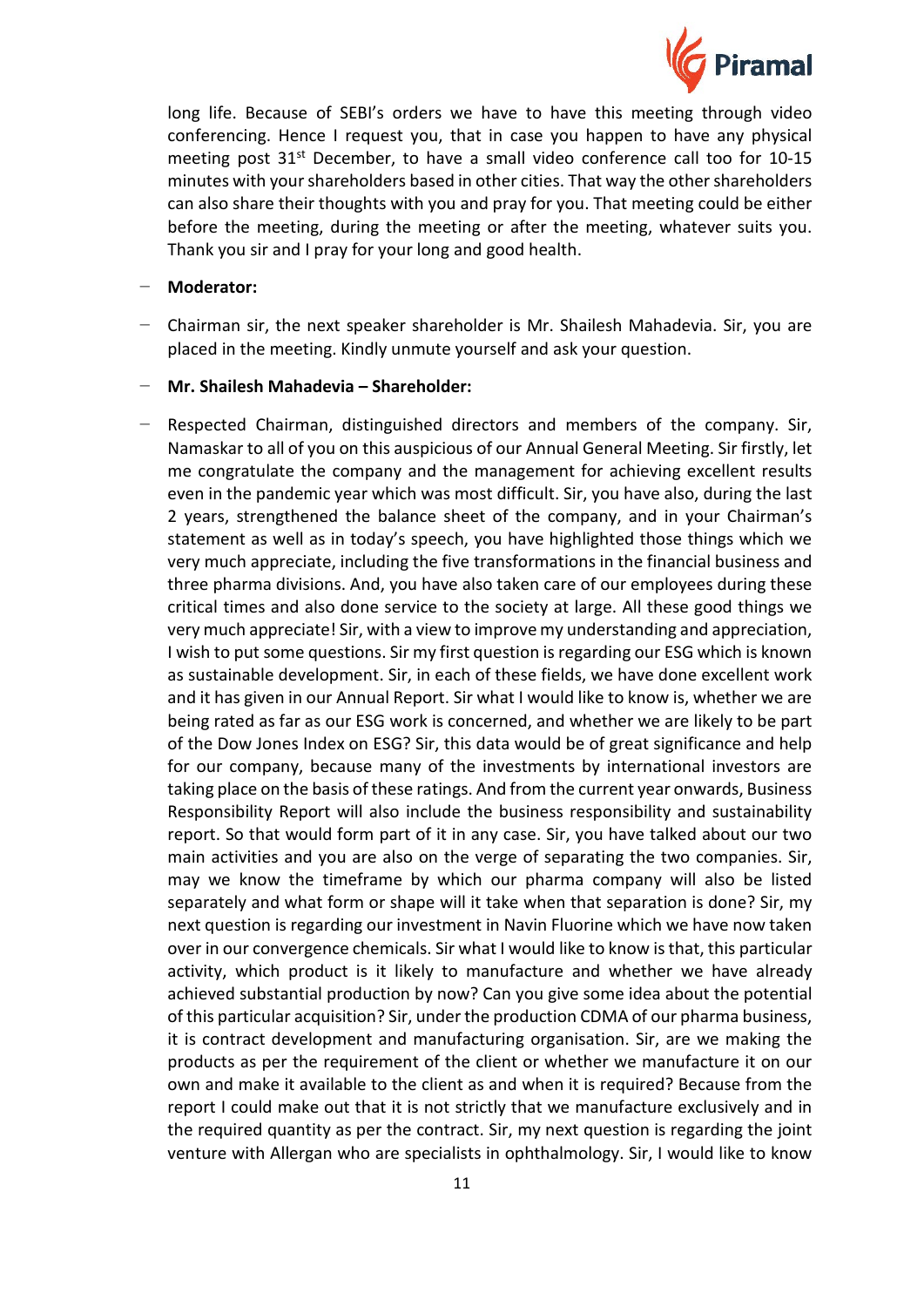long life. Because of SEBI's orders we have to have this meeting through video conferencing. Hence I request you, that in case you happen to have any physical meeting post 31st December, to have a small video conference call too for 10-15 minutes with your shareholders based in other cities. That way the other shareholders can also share their thoughts with you and pray for you. That meeting could be either before the meeting, during the meeting or after the meeting, whatever suits you. Thank you sir and I pray for your long and good health.

- **Moderator:**

- Chairman sir, the next speaker shareholder is Mr. Shailesh Mahadevia. Sir, you are placed in the meeting. Kindly unmute yourself and ask your question.

- **Mr. Shailesh Mahadevia – Shareholder:**

- Respected Chairman, distinguished directors and members of the company. Sir, Namaskar to all of you on this auspicious of our Annual General Meeting. Sir firstly, let me congratulate the company and the management for achieving excellent results even in the pandemic year which was most difficult. Sir, you have also, during the last 2 years, strengthened the balance sheet of the company, and in your Chairman's statement as well as in today's speech, you have highlighted those things which we very much appreciate, including the five transformations in the financial business and three pharma divisions. And, you have also taken care of our employees during these critical times and also done service to the society at large. All these good things we very much appreciate! Sir, with a view to improve my understanding and appreciation, I wish to put some questions. Sir my first question is regarding our ESG which is known as sustainable development. Sir, in each of these fields, we have done excellent work and it has given in our Annual Report. Sir what I would like to know is, whether we are being rated as far as our ESG work is concerned, and whether we are likely to be part of the Dow Jones Index on ESG? Sir, this data would be of great significance and help for our company, because many of the investments by international investors are taking place on the basis of these ratings. And from the current year onwards, Business Responsibility Report will also include the business responsibility and sustainability report. So that would form part of it in any case. Sir, you have talked about our two main activities and you are also on the verge of separating the two companies. Sir, may we know the timeframe by which our pharma company will also be listed separately and what form or shape will it take when that separation is done? Sir, my next question is regarding our investment in Navin Fluorine which we have now taken over in our convergence chemicals. Sir what I would like to know is that, this particular activity, which product is it likely to manufacture and whether we have already achieved substantial production by now? Can you give some idea about the potential of this particular acquisition? Sir, under the production CDMA of our pharma business, it is contract development and manufacturing organisation. Sir, are we making the products as per the requirement of the client or whether we manufacture it on our own and make it available to the client as and when it is required? Because from the report I could make out that it is not strictly that we manufacture exclusively and in the required quantity as per the contract. Sir, my next question is regarding the joint venture with Allergan who are specialists in ophthalmology. Sir, I would like to know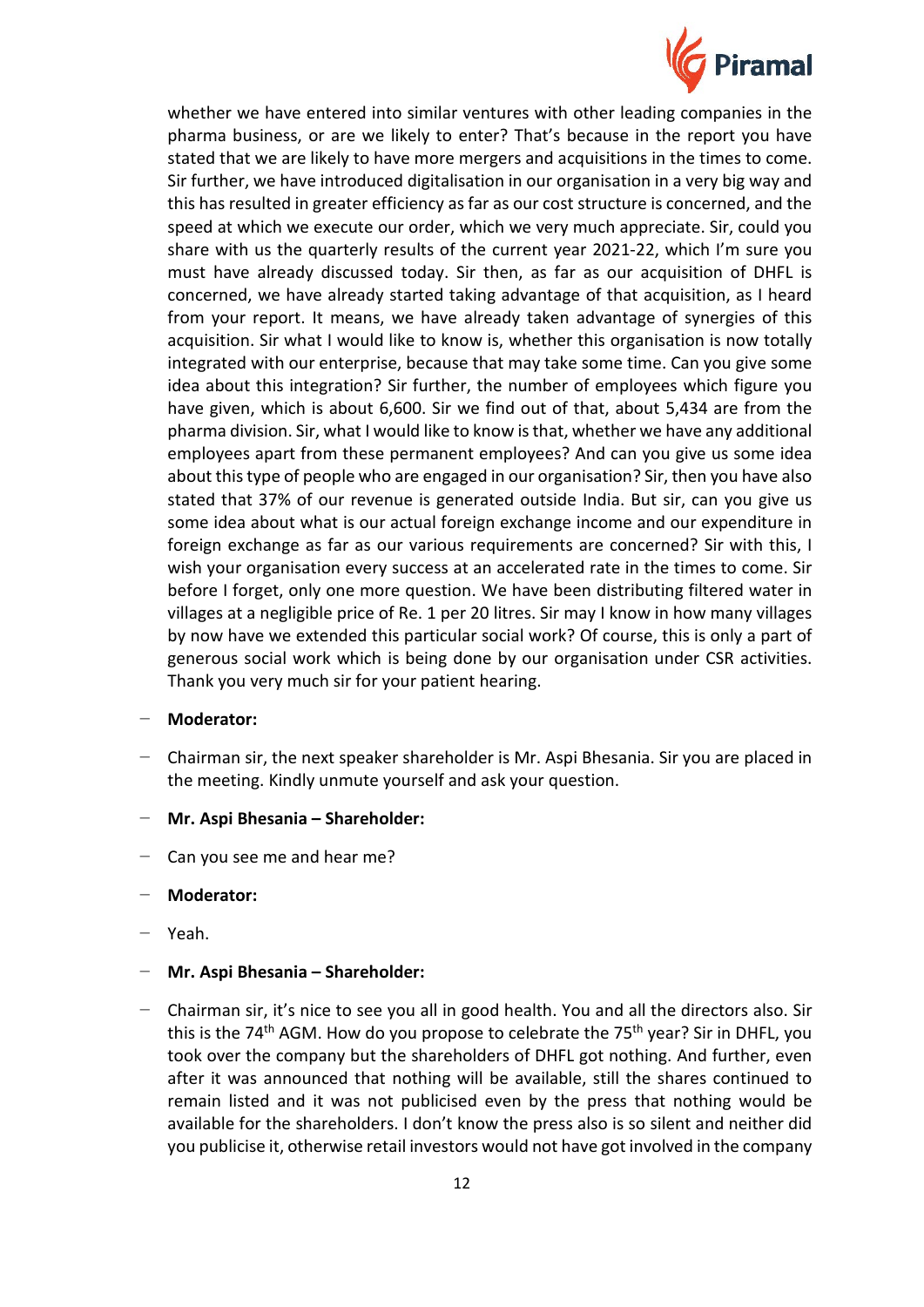whether we have entered into similar ventures with other leading companies in the pharma business, or are we likely to enter? That's because in the report you have stated that we are likely to have more mergers and acquisitions in the times to come. Sir further, we have introduced digitalisation in our organisation in a very big way and this has resulted in greater efficiency as far as our cost structure is concerned, and the speed at which we execute our order, which we very much appreciate. Sir, could you share with us the quarterly results of the current year 2021-22, which I'm sure you must have already discussed today. Sir then, as far as our acquisition of DHFL is concerned, we have already started taking advantage of that acquisition, as I heard from your report. It means, we have already taken advantage of synergies of this acquisition. Sir what I would like to know is, whether this organisation is now totally integrated with our enterprise, because that may take some time. Can you give some idea about this integration? Sir further, the number of employees which figure you have given, which is about 6,600. Sir we find out of that, about 5,434 are from the pharma division. Sir, what I would like to know is that, whether we have any additional employees apart from these permanent employees? And can you give us some idea about this type of people who are engaged in our organisation? Sir, then you have also stated that 37% of our revenue is generated outside India. But sir, can you give us some idea about what is our actual foreign exchange income and our expenditure in foreign exchange as far as our various requirements are concerned? Sir with this, I wish your organisation every success at an accelerated rate in the times to come. Sir before I forget, only one more question. We have been distributing filtered water in villages at a negligible price of Re. 1 per 20 litres. Sir may I know in how many villages by now have we extended this particular social work? Of course, this is only a part of generous social work which is being done by our organisation under CSR activities. Thank you very much sir for your patient hearing.

- **Moderator:**
- Chairman sir, the next speaker shareholder is Mr. Aspi Bhesania. Sir you are placed in the meeting. Kindly unmute yourself and ask your question.
- **Mr. Aspi Bhesania – Shareholder:**
- Can you see me and hear me?
- **Moderator:**
- Yeah.
- **Mr. Aspi Bhesania – Shareholder:**
- Chairman sir, it's nice to see you all in good health. You and all the directors also. Sir this is the 74th AGM. How do you propose to celebrate the 75th year? Sir in DHFL, you took over the company but the shareholders of DHFL got nothing. And further, even after it was announced that nothing will be available, still the shares continued to remain listed and it was not publicised even by the press that nothing would be available for the shareholders. I don't know the press also is so silent and neither did you publicise it, otherwise retail investors would not have got involved in the company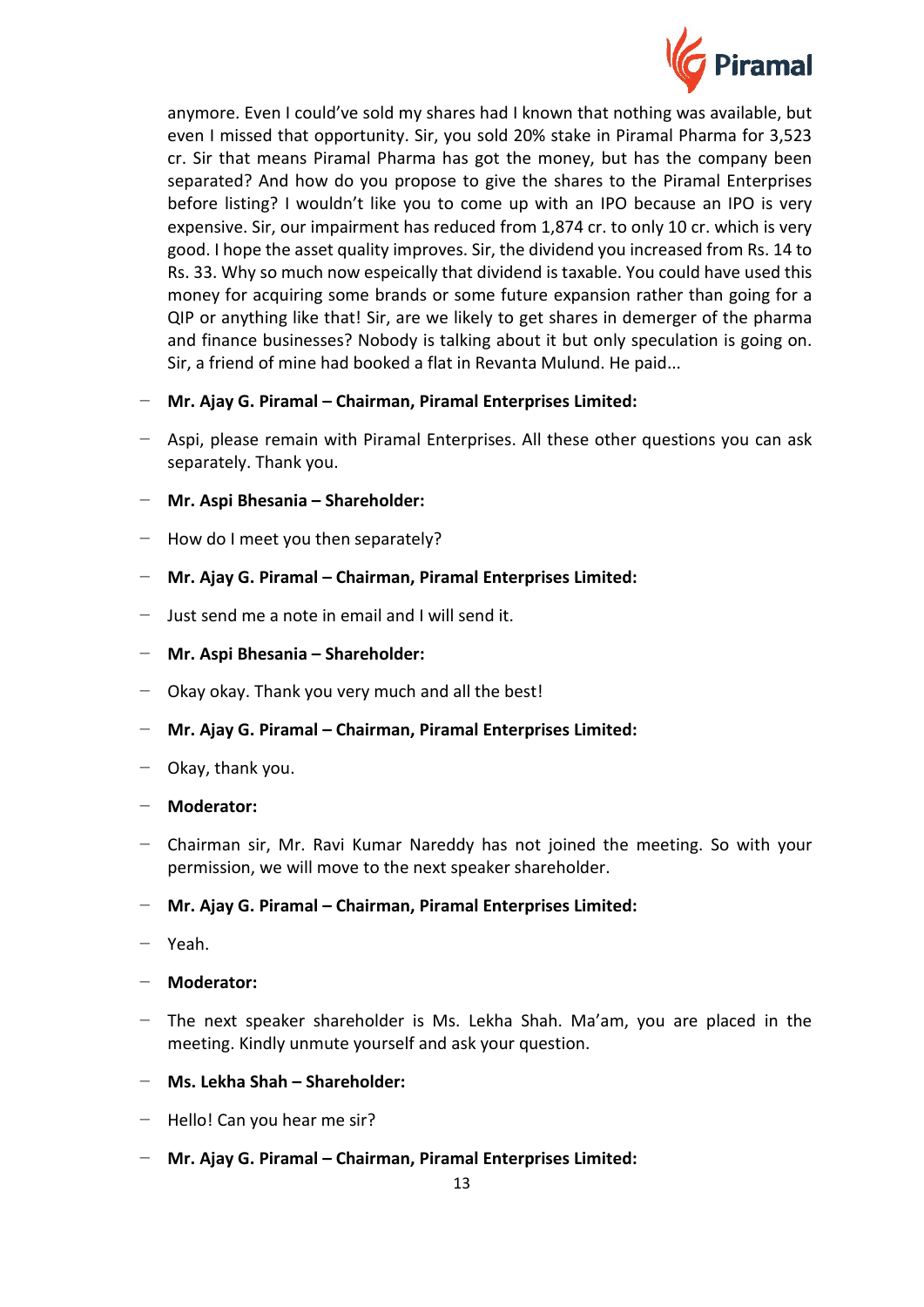anymore. Even I could've sold my shares had I known that nothing was available, but even I missed that opportunity. Sir, you sold 20% stake in Piramal Pharma for 3,523 cr. Sir that means Piramal Pharma has got the money, but has the company been separated? And how do you propose to give the shares to the Piramal Enterprises before listing? I wouldn't like you to come up with an IPO because an IPO is very expensive. Sir, our impairment has reduced from 1,874 cr. to only 10 cr. which is very good. I hope the asset quality improves. Sir, the dividend you increased from Rs. 14 to Rs. 33. Why so much now espeically that dividend is taxable. You could have used this money for acquiring some brands or some future expansion rather than going for a QIP or anything like that! Sir, are we likely to get shares in demerger of the pharma and finance businesses? Nobody is talking about it but only speculation is going on. Sir, a friend of mine had booked a flat in Revanta Mulund. He paid...

- **Mr. Ajay G. Piramal – Chairman, Piramal Enterprises Limited:**
- Aspi, please remain with Piramal Enterprises. All these other questions you can ask separately. Thank you.
- **Mr. Aspi Bhesania – Shareholder:**
- How do I meet you then separately?
- **Mr. Ajay G. Piramal – Chairman, Piramal Enterprises Limited:**
- Just send me a note in email and I will send it.
- **Mr. Aspi Bhesania – Shareholder:**
- Okay okay. Thank you very much and all the best!
- **Mr. Ajay G. Piramal – Chairman, Piramal Enterprises Limited:**
- Okay, thank you.
- **Moderator:**
- Chairman sir, Mr. Ravi Kumar Nareddy has not joined the meeting. So with your permission, we will move to the next speaker shareholder.
- **Mr. Ajay G. Piramal – Chairman, Piramal Enterprises Limited:**
- Yeah.
- **Moderator:**
- The next speaker shareholder is Ms. Lekha Shah. Ma'am, you are placed in the meeting. Kindly unmute yourself and ask your question.
- **Ms. Lekha Shah – Shareholder:**
- Hello! Can you hear me sir?
- **Mr. Ajay G. Piramal – Chairman, Piramal Enterprises Limited:**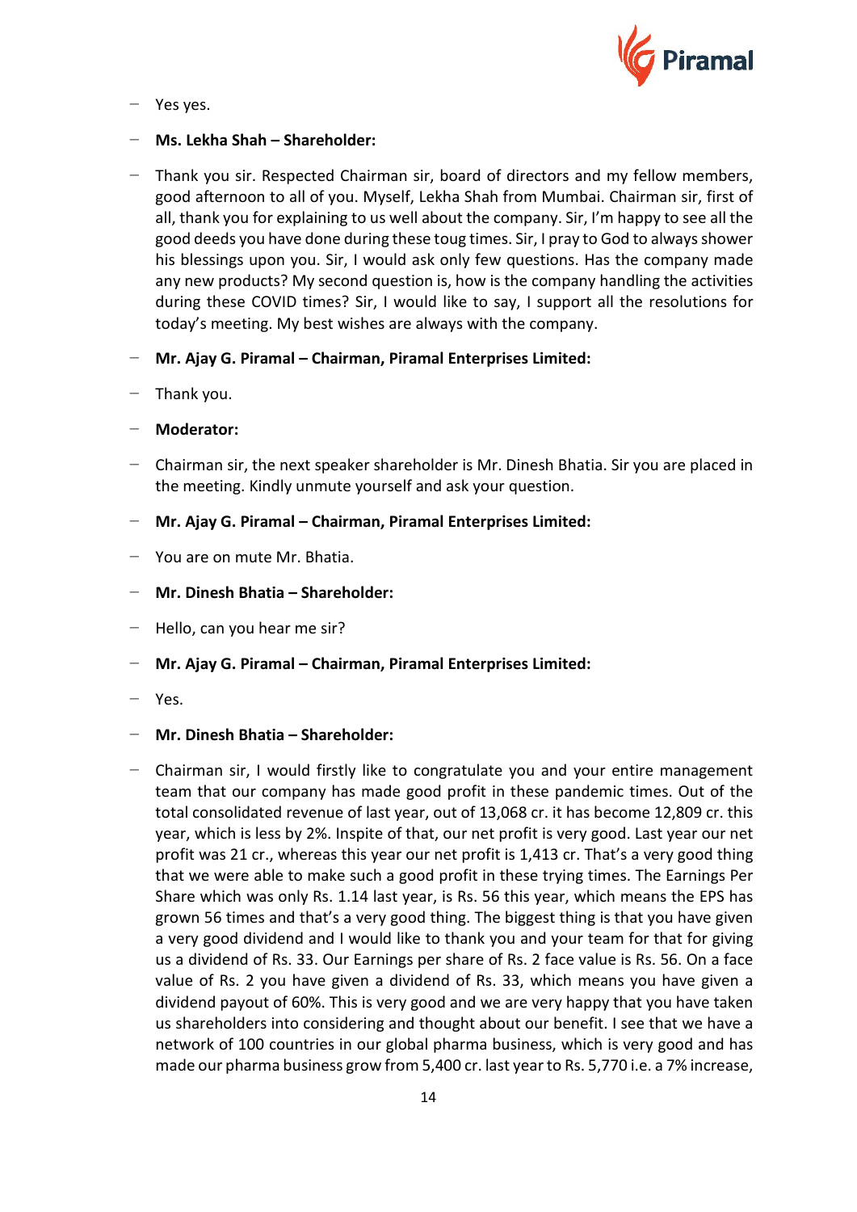- Yes yes.
- **Ms. Lekha Shah – Shareholder:**
- Thank you sir. Respected Chairman sir, board of directors and my fellow members, good afternoon to all of you. Myself, Lekha Shah from Mumbai. Chairman sir, first of all, thank you for explaining to us well about the company. Sir, I'm happy to see all the good deeds you have done during these toug times. Sir, I pray to God to always shower his blessings upon you. Sir, I would ask only few questions. Has the company made any new products? My second question is, how is the company handling the activities during these COVID times? Sir, I would like to say, I support all the resolutions for today's meeting. My best wishes are always with the company.
- **Mr. Ajay G. Piramal – Chairman, Piramal Enterprises Limited:**
- Thank you.
- **Moderator:**
- Chairman sir, the next speaker shareholder is Mr. Dinesh Bhatia. Sir you are placed in the meeting. Kindly unmute yourself and ask your question.
- **Mr. Ajay G. Piramal – Chairman, Piramal Enterprises Limited:**
- You are on mute Mr. Bhatia.
- **Mr. Dinesh Bhatia – Shareholder:**
- Hello, can you hear me sir?
- **Mr. Ajay G. Piramal – Chairman, Piramal Enterprises Limited:**
- Yes.
- **Mr. Dinesh Bhatia – Shareholder:**
- Chairman sir, I would firstly like to congratulate you and your entire management team that our company has made good profit in these pandemic times. Out of the total consolidated revenue of last year, out of 13,068 cr. it has become 12,809 cr. this year, which is less by 2%. Inspite of that, our net profit is very good. Last year our net profit was 21 cr., whereas this year our net profit is 1,413 cr. That's a very good thing that we were able to make such a good profit in these trying times. The Earnings Per Share which was only Rs. 1.14 last year, is Rs. 56 this year, which means the EPS has grown 56 times and that's a very good thing. The biggest thing is that you have given a very good dividend and I would like to thank you and your team for that for giving us a dividend of Rs. 33. Our Earnings per share of Rs. 2 face value is Rs. 56. On a face value of Rs. 2 you have given a dividend of Rs. 33, which means you have given a dividend payout of 60%. This is very good and we are very happy that you have taken us shareholders into considering and thought about our benefit. I see that we have a network of 100 countries in our global pharma business, which is very good and has made our pharma business grow from 5,400 cr. last year to Rs. 5,770 i.e. a 7% increase,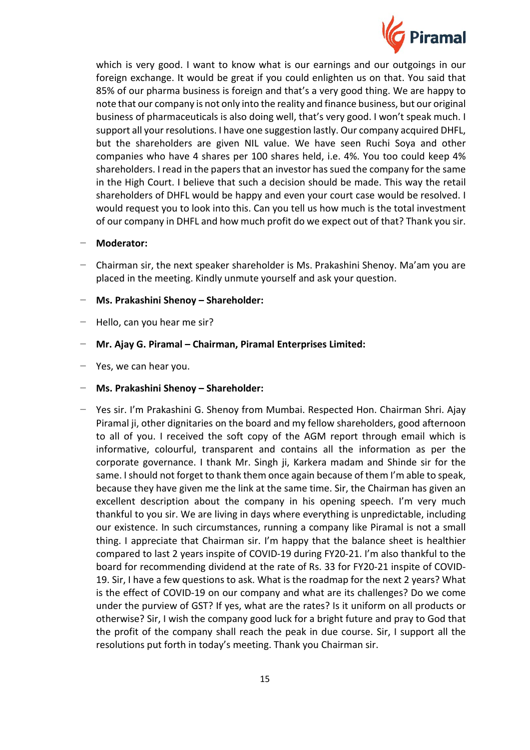which is very good. I want to know what is our earnings and our outgoings in our foreign exchange. It would be great if you could enlighten us on that. You said that 85% of our pharma business is foreign and that's a very good thing. We are happy to note that our company is not only into the reality and finance business, but our original business of pharmaceuticals is also doing well, that's very good. I won't speak much. I support all your resolutions. I have one suggestion lastly. Our company acquired DHFL, but the shareholders are given NIL value. We have seen Ruchi Soya and other companies who have 4 shares per 100 shares held, i.e. 4%. You too could keep 4% shareholders. I read in the papers that an investor has sued the company for the same in the High Court. I believe that such a decision should be made. This way the retail shareholders of DHFL would be happy and even your court case would be resolved. I would request you to look into this. Can you tell us how much is the total investment of our company in DHFL and how much profit do we expect out of that? Thank you sir.

- **Moderator:**
- Chairman sir, the next speaker shareholder is Ms. Prakashini Shenoy. Ma'am you are placed in the meeting. Kindly unmute yourself and ask your question.
- **Ms. Prakashini Shenoy – Shareholder:**
- Hello, can you hear me sir?
- **Mr. Ajay G. Piramal – Chairman, Piramal Enterprises Limited:**
- Yes, we can hear you.
- **Ms. Prakashini Shenoy – Shareholder:**
- Yes sir. I'm Prakashini G. Shenoy from Mumbai. Respected Hon. Chairman Shri. Ajay Piramal ji, other dignitaries on the board and my fellow shareholders, good afternoon to all of you. I received the soft copy of the AGM report through email which is informative, colourful, transparent and contains all the information as per the corporate governance. I thank Mr. Singh ji, Karkera madam and Shinde sir for the same. I should not forget to thank them once again because of them I'm able to speak, because they have given me the link at the same time. Sir, the Chairman has given an excellent description about the company in his opening speech. I'm very much thankful to you sir. We are living in days where everything is unpredictable, including our existence. In such circumstances, running a company like Piramal is not a small thing. I appreciate that Chairman sir. I'm happy that the balance sheet is healthier compared to last 2 years inspite of COVID-19 during FY20-21. I'm also thankful to the board for recommending dividend at the rate of Rs. 33 for FY20-21 inspite of COVID-19. Sir, I have a few questions to ask. What is the roadmap for the next 2 years? What is the effect of COVID-19 on our company and what are its challenges? Do we come under the purview of GST? If yes, what are the rates? Is it uniform on all products or otherwise? Sir, I wish the company good luck for a bright future and pray to God that the profit of the company shall reach the peak in due course. Sir, I support all the resolutions put forth in today's meeting. Thank you Chairman sir.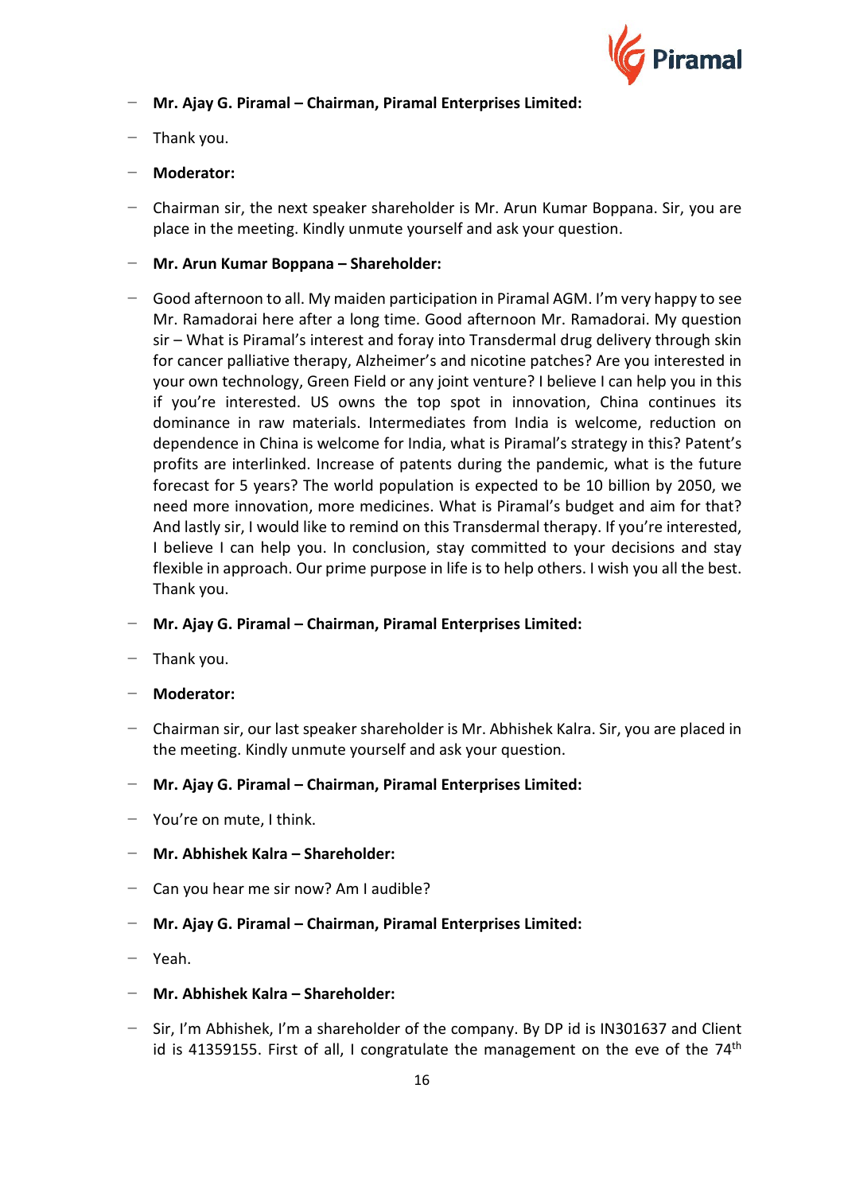- **Mr. Ajay G. Piramal – Chairman, Piramal Enterprises Limited:**
- Thank you.
- **Moderator:**
- Chairman sir, the next speaker shareholder is Mr. Arun Kumar Boppana. Sir, you are place in the meeting. Kindly unmute yourself and ask your question.
- **Mr. Arun Kumar Boppana – Shareholder:**
- Good afternoon to all. My maiden participation in Piramal AGM. I'm very happy to see Mr. Ramadorai here after a long time. Good afternoon Mr. Ramadorai. My question sir – What is Piramal's interest and foray into Transdermal drug delivery through skin for cancer palliative therapy, Alzheimer's and nicotine patches? Are you interested in your own technology, Green Field or any joint venture? I believe I can help you in this if you're interested. US owns the top spot in innovation, China continues its dominance in raw materials. Intermediates from India is welcome, reduction on dependence in China is welcome for India, what is Piramal's strategy in this? Patent's profits are interlinked. Increase of patents during the pandemic, what is the future forecast for 5 years? The world population is expected to be 10 billion by 2050, we need more innovation, more medicines. What is Piramal's budget and aim for that? And lastly sir, I would like to remind on this Transdermal therapy. If you're interested, I believe I can help you. In conclusion, stay committed to your decisions and stay flexible in approach. Our prime purpose in life is to help others. I wish you all the best. Thank you.
- **Mr. Ajay G. Piramal – Chairman, Piramal Enterprises Limited:**
- Thank you.
- **Moderator:**
- Chairman sir, our last speaker shareholder is Mr. Abhishek Kalra. Sir, you are placed in the meeting. Kindly unmute yourself and ask your question.
- **Mr. Ajay G. Piramal – Chairman, Piramal Enterprises Limited:**
- You're on mute, I think.
- **Mr. Abhishek Kalra – Shareholder:**
- Can you hear me sir now? Am I audible?
- **Mr. Ajay G. Piramal – Chairman, Piramal Enterprises Limited:**
- Yeah.
- **Mr. Abhishek Kalra – Shareholder:**
- Sir, I'm Abhishek, I'm a shareholder of the company. By DP id is IN301637 and Client id is 41359155. First of all, I congratulate the management on the eve of the 74th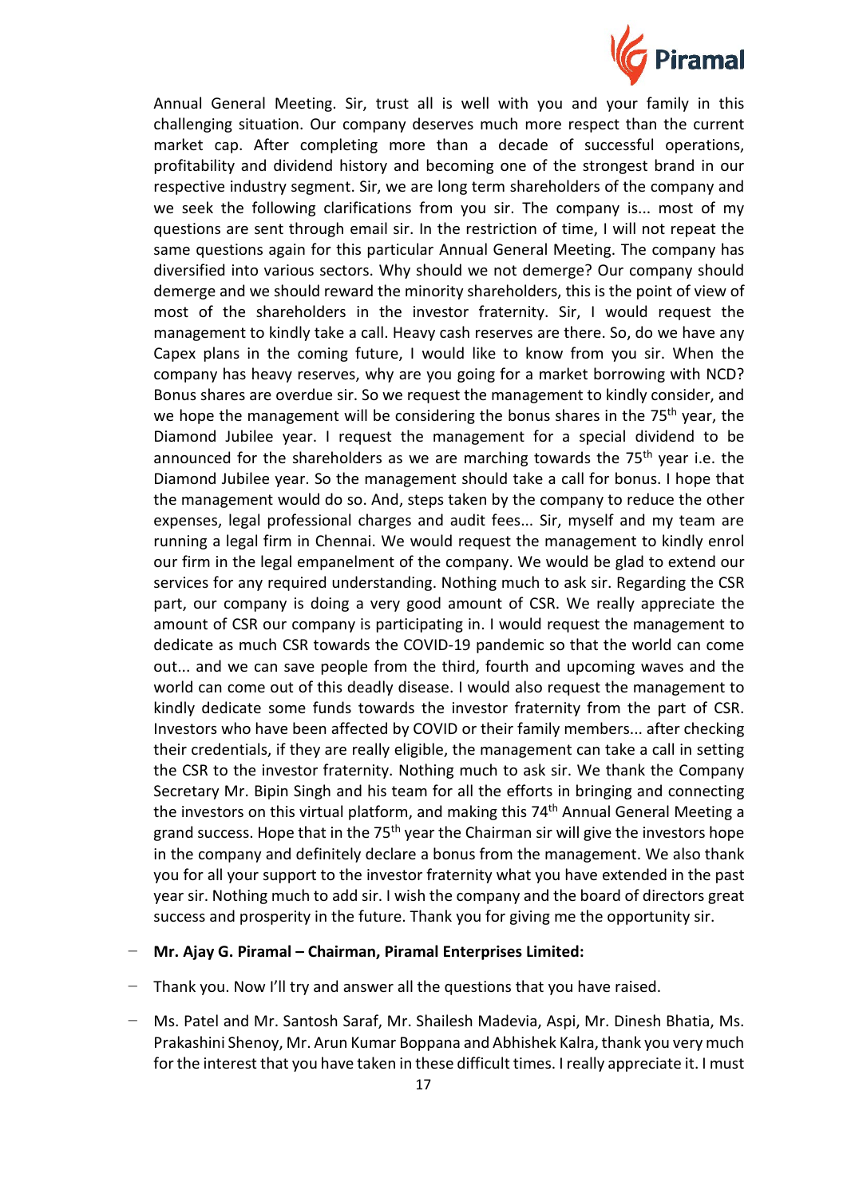Annual General Meeting. Sir, trust all is well with you and your family in this challenging situation. Our company deserves much more respect than the current market cap. After completing more than a decade of successful operations, profitability and dividend history and becoming one of the strongest brand in our respective industry segment. Sir, we are long term shareholders of the company and we seek the following clarifications from you sir. The company is... most of my questions are sent through email sir. In the restriction of time, I will not repeat the same questions again for this particular Annual General Meeting. The company has diversified into various sectors. Why should we not demerge? Our company should demerge and we should reward the minority shareholders, this is the point of view of most of the shareholders in the investor fraternity. Sir, I would request the management to kindly take a call. Heavy cash reserves are there. So, do we have any Capex plans in the coming future, I would like to know from you sir. When the company has heavy reserves, why are you going for a market borrowing with NCD? Bonus shares are overdue sir. So we request the management to kindly consider, and we hope the management will be considering the bonus shares in the 75th year, the Diamond Jubilee year. I request the management for a special dividend to be announced for the shareholders as we are marching towards the 75th year i.e. the Diamond Jubilee year. So the management should take a call for bonus. I hope that the management would do so. And, steps taken by the company to reduce the other expenses, legal professional charges and audit fees... Sir, myself and my team are running a legal firm in Chennai. We would request the management to kindly enrol our firm in the legal empanelment of the company. We would be glad to extend our services for any required understanding. Nothing much to ask sir. Regarding the CSR part, our company is doing a very good amount of CSR. We really appreciate the amount of CSR our company is participating in. I would request the management to dedicate as much CSR towards the COVID-19 pandemic so that the world can come out... and we can save people from the third, fourth and upcoming waves and the world can come out of this deadly disease. I would also request the management to kindly dedicate some funds towards the investor fraternity from the part of CSR. Investors who have been affected by COVID or their family members... after checking their credentials, if they are really eligible, the management can take a call in setting the CSR to the investor fraternity. Nothing much to ask sir. We thank the Company Secretary Mr. Bipin Singh and his team for all the efforts in bringing and connecting the investors on this virtual platform, and making this 74th Annual General Meeting a grand success. Hope that in the 75th year the Chairman sir will give the investors hope in the company and definitely declare a bonus from the management. We also thank you for all your support to the investor fraternity what you have extended in the past year sir. Nothing much to add sir. I wish the company and the board of directors great success and prosperity in the future. Thank you for giving me the opportunity sir.

- **Mr. Ajay G. Piramal – Chairman, Piramal Enterprises Limited:**
- Thank you. Now I'll try and answer all the questions that you have raised.
- Ms. Patel and Mr. Santosh Saraf, Mr. Shailesh Madevia, Aspi, Mr. Dinesh Bhatia, Ms. Prakashini Shenoy, Mr. Arun Kumar Boppana and Abhishek Kalra, thank you very much for the interest that you have taken in these difficult times. I really appreciate it. I must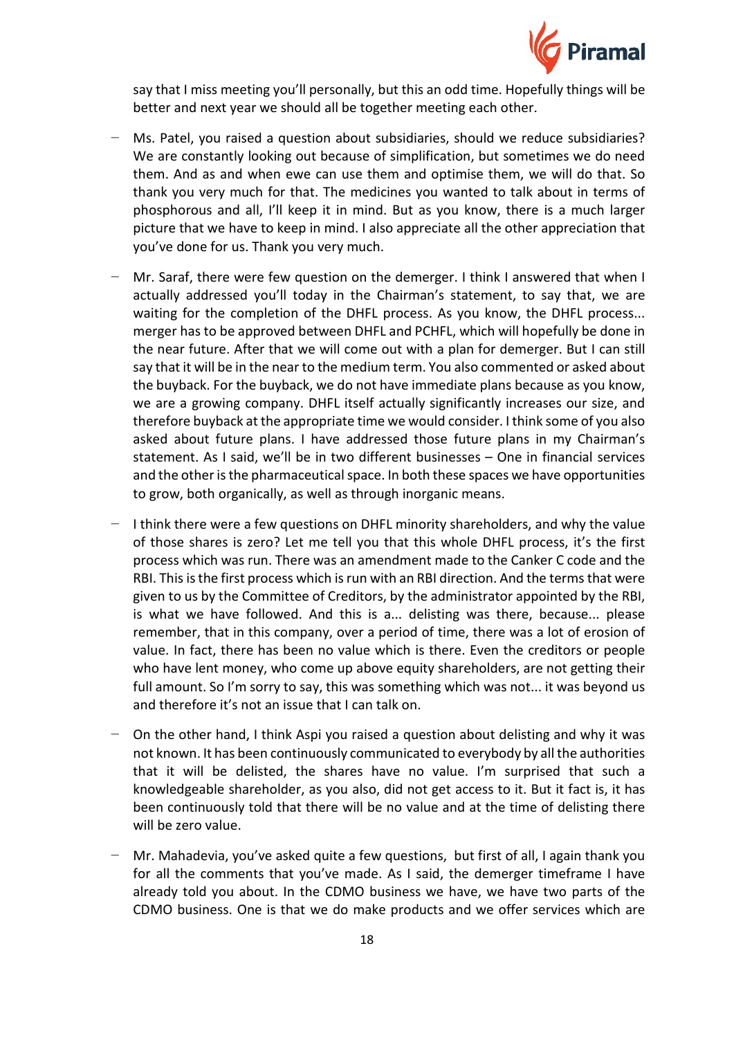say that I miss meeting you'll personally, but this an odd time. Hopefully things will be better and next year we should all be together meeting each other.

- Ms. Patel, you raised a question about subsidiaries, should we reduce subsidiaries? We are constantly looking out because of simplification, but sometimes we do need them. And as and when ewe can use them and optimise them, we will do that. So thank you very much for that. The medicines you wanted to talk about in terms of phosphorous and all, I'll keep it in mind. But as you know, there is a much larger picture that we have to keep in mind. I also appreciate all the other appreciation that you've done for us. Thank you very much.

- Mr. Saraf, there were few question on the demerger. I think I answered that when I actually addressed you'll today in the Chairman's statement, to say that, we are waiting for the completion of the DHFL process. As you know, the DHFL process... merger has to be approved between DHFL and PCHFL, which will hopefully be done in the near future. After that we will come out with a plan for demerger. But I can still say that it will be in the near to the medium term. You also commented or asked about the buyback. For the buyback, we do not have immediate plans because as you know, we are a growing company. DHFL itself actually significantly increases our size, and therefore buyback at the appropriate time we would consider. I think some of you also asked about future plans. I have addressed those future plans in my Chairman's statement. As I said, we'll be in two different businesses – One in financial services and the other is the pharmaceutical space. In both these spaces we have opportunities to grow, both organically, as well as through inorganic means.

- I think there were a few questions on DHFL minority shareholders, and why the value of those shares is zero? Let me tell you that this whole DHFL process, it's the first process which was run. There was an amendment made to the Canker C code and the RBI. This is the first process which is run with an RBI direction. And the terms that were given to us by the Committee of Creditors, by the administrator appointed by the RBI, is what we have followed. And this is a... delisting was there, because... please remember, that in this company, over a period of time, there was a lot of erosion of value. In fact, there has been no value which is there. Even the creditors or people who have lent money, who come up above equity shareholders, are not getting their full amount. So I'm sorry to say, this was something which was not... it was beyond us and therefore it's not an issue that I can talk on.

- On the other hand, I think Aspi you raised a question about delisting and why it was not known. It has been continuously communicated to everybody by all the authorities that it will be delisted, the shares have no value. I'm surprised that such a knowledgeable shareholder, as you also, did not get access to it. But it fact is, it has been continuously told that there will be no value and at the time of delisting there will be zero value.

- Mr. Mahadevia, you've asked quite a few questions, but first of all, I again thank you for all the comments that you've made. As I said, the demerger timeframe I have already told you about. In the CDMO business we have, we have two parts of the CDMO business. One is that we do make products and we offer services which are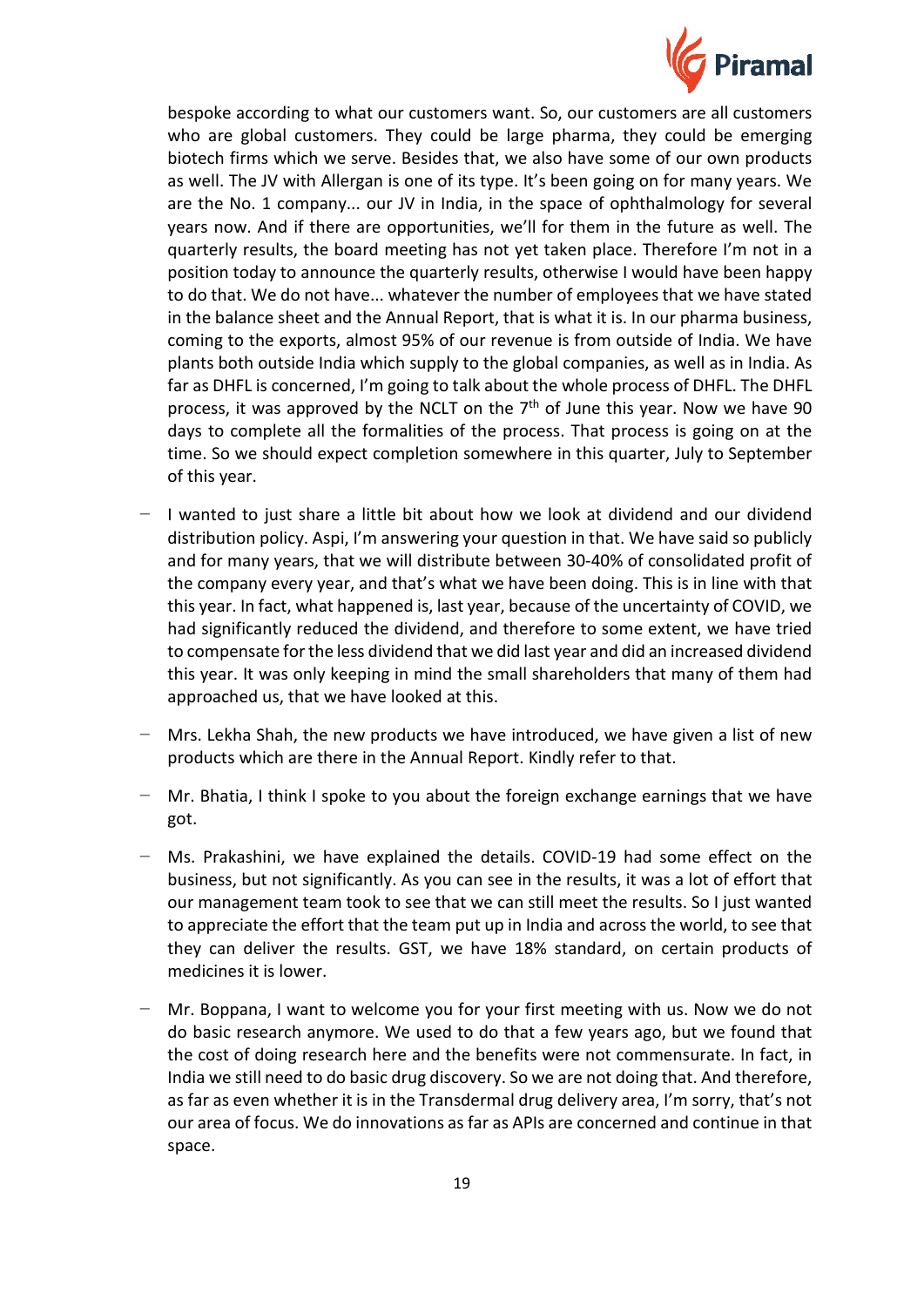bespoke according to what our customers want. So, our customers are all customers who are global customers. They could be large pharma, they could be emerging biotech firms which we serve. Besides that, we also have some of our own products as well. The JV with Allergan is one of its type. It's been going on for many years. We are the No. 1 company... our JV in India, in the space of ophthalmology for several years now. And if there are opportunities, we'll for them in the future as well. The quarterly results, the board meeting has not yet taken place. Therefore I'm not in a position today to announce the quarterly results, otherwise I would have been happy to do that. We do not have... whatever the number of employees that we have stated in the balance sheet and the Annual Report, that is what it is. In our pharma business, coming to the exports, almost 95% of our revenue is from outside of India. We have plants both outside India which supply to the global companies, as well as in India. As far as DHFL is concerned, I'm going to talk about the whole process of DHFL. The DHFL process, it was approved by the NCLT on the 7th of June this year. Now we have 90 days to complete all the formalities of the process. That process is going on at the time. So we should expect completion somewhere in this quarter, July to September of this year.

- I wanted to just share a little bit about how we look at dividend and our dividend distribution policy. Aspi, I'm answering your question in that. We have said so publicly and for many years, that we will distribute between 30-40% of consolidated profit of the company every year, and that's what we have been doing. This is in line with that this year. In fact, what happened is, last year, because of the uncertainty of COVID, we had significantly reduced the dividend, and therefore to some extent, we have tried to compensate for the less dividend that we did last year and did an increased dividend this year. It was only keeping in mind the small shareholders that many of them had approached us, that we have looked at this.
- Mrs. Lekha Shah, the new products we have introduced, we have given a list of new products which are there in the Annual Report. Kindly refer to that.
- Mr. Bhatia, I think I spoke to you about the foreign exchange earnings that we have got.
- Ms. Prakashini, we have explained the details. COVID-19 had some effect on the business, but not significantly. As you can see in the results, it was a lot of effort that our management team took to see that we can still meet the results. So I just wanted to appreciate the effort that the team put up in India and across the world, to see that they can deliver the results. GST, we have 18% standard, on certain products of medicines it is lower.
- Mr. Boppana, I want to welcome you for your first meeting with us. Now we do not do basic research anymore. We used to do that a few years ago, but we found that the cost of doing research here and the benefits were not commensurate. In fact, in India we still need to do basic drug discovery. So we are not doing that. And therefore, as far as even whether it is in the Transdermal drug delivery area, I'm sorry, that's not our area of focus. We do innovations as far as APIs are concerned and continue in that space.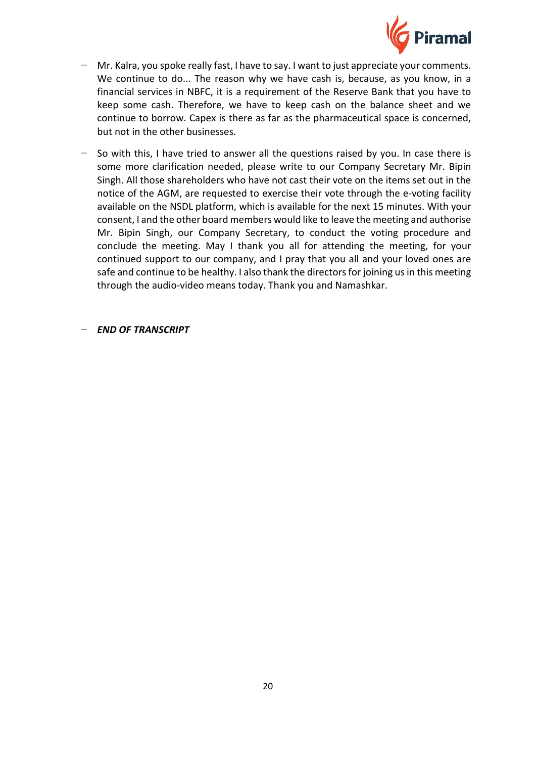- Mr. Kalra, you spoke really fast, I have to say. I want to just appreciate your comments. We continue to do... The reason why we have cash is, because, as you know, in a financial services in NBFC, it is a requirement of the Reserve Bank that you have to keep some cash. Therefore, we have to keep cash on the balance sheet and we continue to borrow. Capex is there as far as the pharmaceutical space is concerned, but not in the other businesses.

- So with this, I have tried to answer all the questions raised by you. In case there is some more clarification needed, please write to our Company Secretary Mr. Bipin Singh. All those shareholders who have not cast their vote on the items set out in the notice of the AGM, are requested to exercise their vote through the e-voting facility available on the NSDL platform, which is available for the next 15 minutes. With your consent, I and the other board members would like to leave the meeting and authorise Mr. Bipin Singh, our Company Secretary, to conduct the voting procedure and conclude the meeting. May I thank you all for attending the meeting, for your continued support to our company, and I pray that you all and your loved ones are safe and continue to be healthy. I also thank the directors for joining us in this meeting through the audio-video means today. Thank you and Namashkar.

- ***END OF TRANSCRIPT***